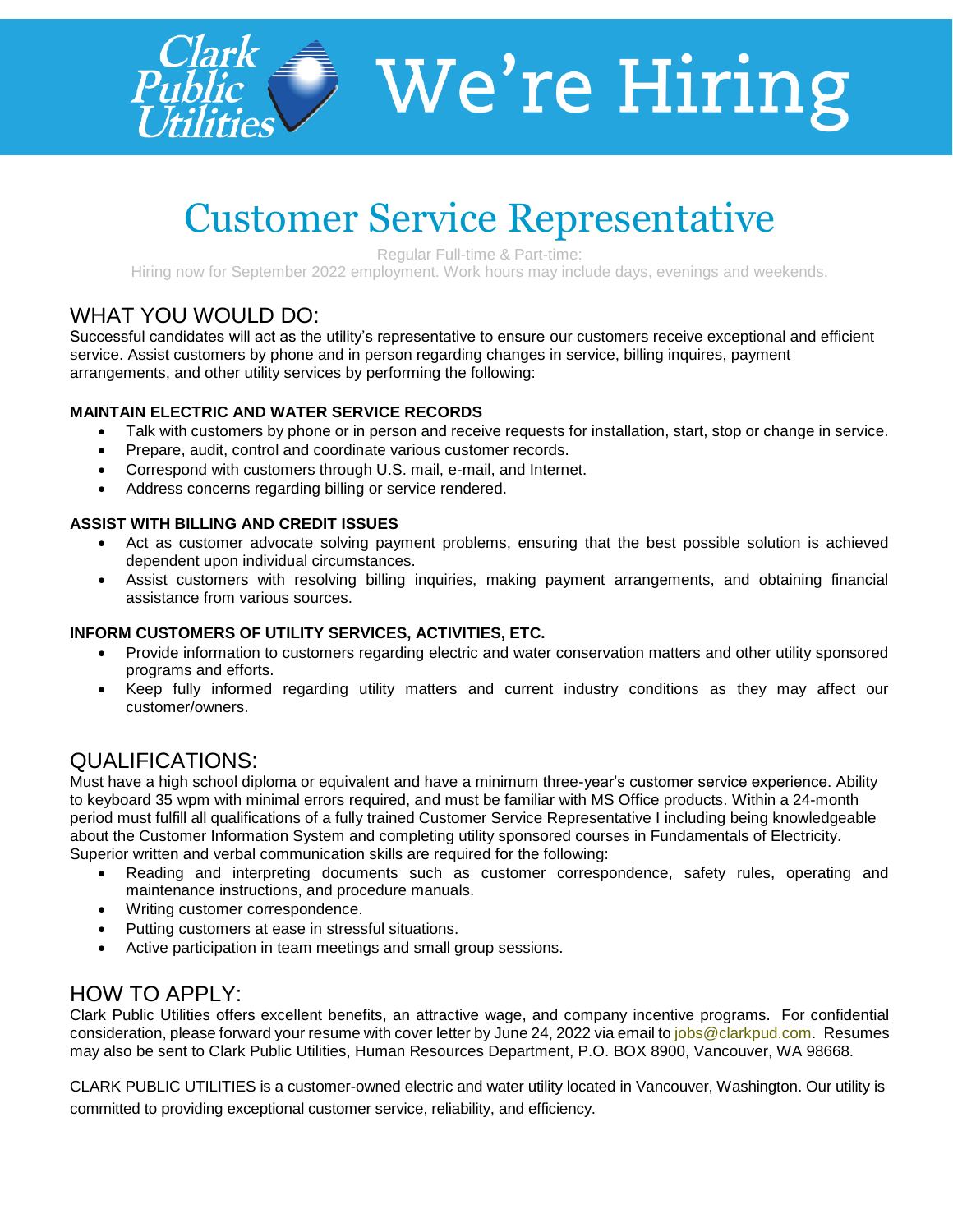# Clark Public Utilities — We're Hiring

## Customer Service Representative

Regular Full-time & Part-time:
Hiring now for September 2022 employment. Work hours may include days, evenings and weekends.

## WHAT YOU WOULD DO:

Successful candidates will act as the utility's representative to ensure our customers receive exceptional and efficient service. Assist customers by phone and in person regarding changes in service, billing inquires, payment arrangements, and other utility services by performing the following:

**MAINTAIN ELECTRIC AND WATER SERVICE RECORDS**

- Talk with customers by phone or in person and receive requests for installation, start, stop or change in service.
- Prepare, audit, control and coordinate various customer records.
- Correspond with customers through U.S. mail, e-mail, and Internet.
- Address concerns regarding billing or service rendered.

**ASSIST WITH BILLING AND CREDIT ISSUES**

- Act as customer advocate solving payment problems, ensuring that the best possible solution is achieved dependent upon individual circumstances.
- Assist customers with resolving billing inquiries, making payment arrangements, and obtaining financial assistance from various sources.

**INFORM CUSTOMERS OF UTILITY SERVICES, ACTIVITIES, ETC.**

- Provide information to customers regarding electric and water conservation matters and other utility sponsored programs and efforts.
- Keep fully informed regarding utility matters and current industry conditions as they may affect our customer/owners.

## QUALIFICATIONS:

Must have a high school diploma or equivalent and have a minimum three-year's customer service experience. Ability to keyboard 35 wpm with minimal errors required, and must be familiar with MS Office products. Within a 24-month period must fulfill all qualifications of a fully trained Customer Service Representative I including being knowledgeable about the Customer Information System and completing utility sponsored courses in Fundamentals of Electricity. Superior written and verbal communication skills are required for the following:

- Reading and interpreting documents such as customer correspondence, safety rules, operating and maintenance instructions, and procedure manuals.
- Writing customer correspondence.
- Putting customers at ease in stressful situations.
- Active participation in team meetings and small group sessions.

## HOW TO APPLY:

Clark Public Utilities offers excellent benefits, an attractive wage, and company incentive programs. For confidential consideration, please forward your resume with cover letter by June 24, 2022 via email to jobs@clarkpud.com. Resumes may also be sent to Clark Public Utilities, Human Resources Department, P.O. BOX 8900, Vancouver, WA 98668.

CLARK PUBLIC UTILITIES is a customer-owned electric and water utility located in Vancouver, Washington. Our utility is committed to providing exceptional customer service, reliability, and efficiency.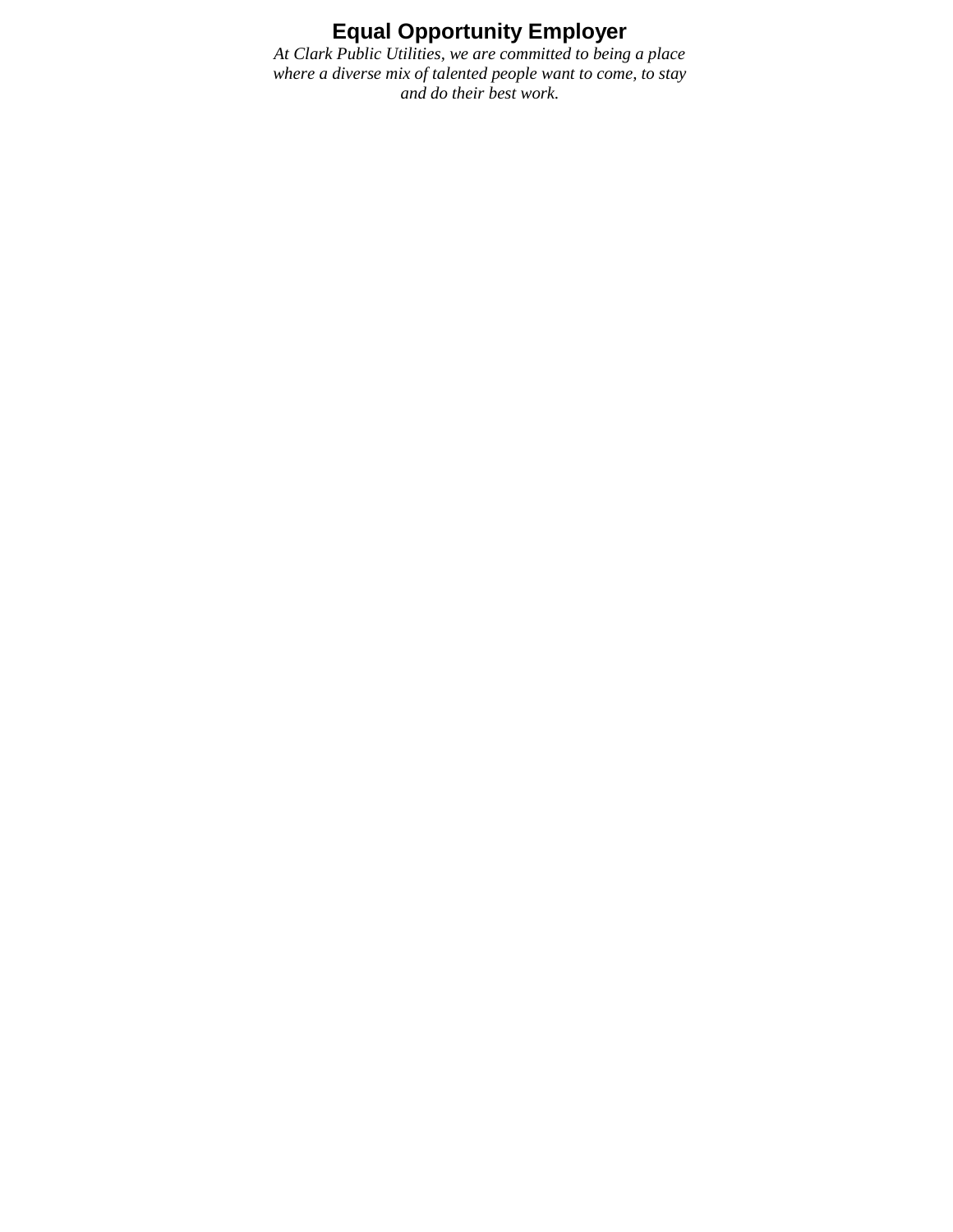## Equal Opportunity Employer

*At Clark Public Utilities, we are committed to being a place where a diverse mix of talented people want to come, to stay and do their best work.*